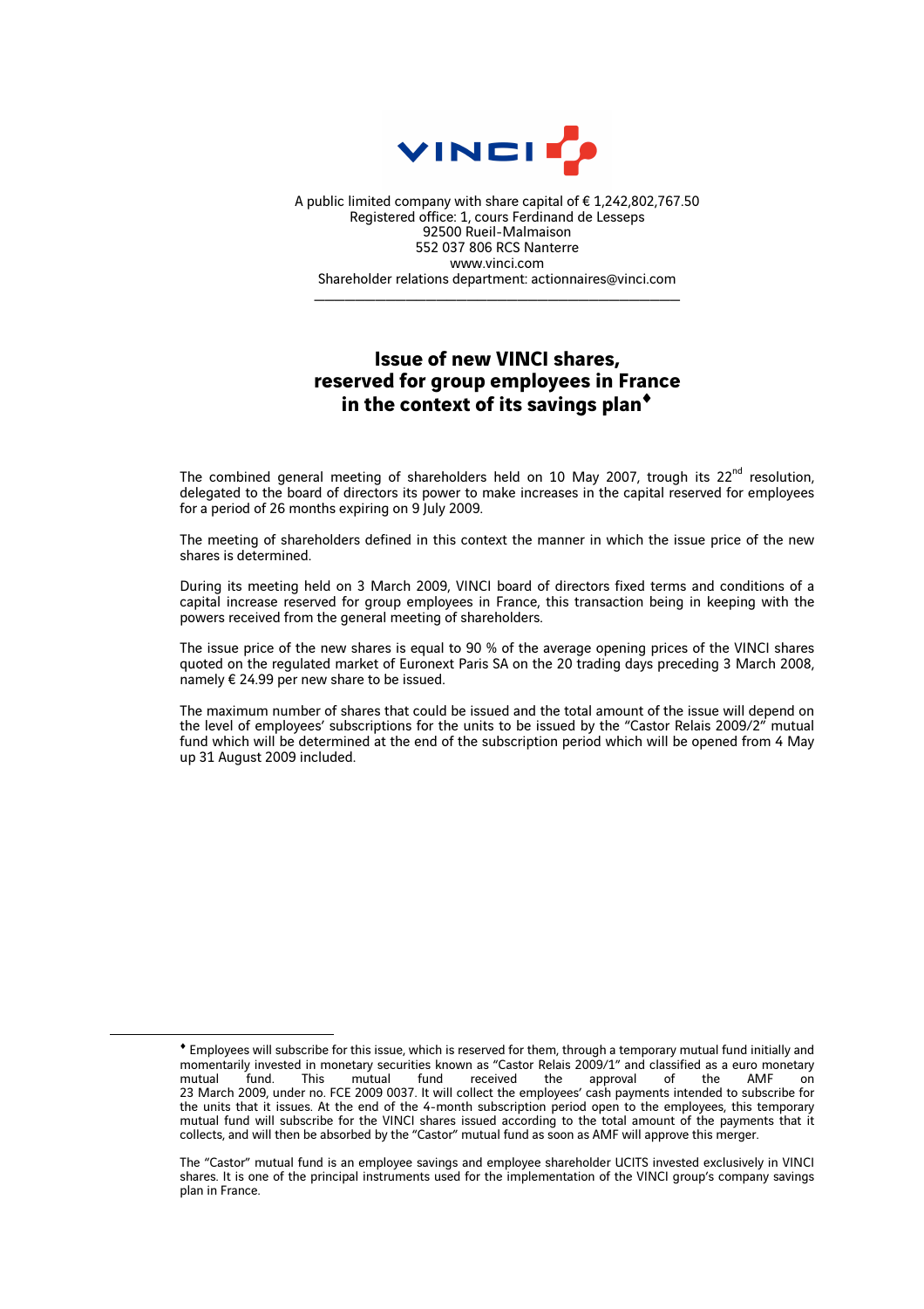VINCI

A public limited company with share capital of € 1,242,802,767.50
Registered office: 1, cours Ferdinand de Lesseps
92500 Rueil-Malmaison
552 037 806 RCS Nanterre
www.vinci.com
Shareholder relations department: actionnaires@vinci.com

---

# Issue of new VINCI shares, reserved for group employees in France in the context of its savings plan♦

The combined general meeting of shareholders held on 10 May 2007, trough its 22nd resolution, delegated to the board of directors its power to make increases in the capital reserved for employees for a period of 26 months expiring on 9 July 2009.

The meeting of shareholders defined in this context the manner in which the issue price of the new shares is determined.

During its meeting held on 3 March 2009, VINCI board of directors fixed terms and conditions of a capital increase reserved for group employees in France, this transaction being in keeping with the powers received from the general meeting of shareholders.

The issue price of the new shares is equal to 90 % of the average opening prices of the VINCI shares quoted on the regulated market of Euronext Paris SA on the 20 trading days preceding 3 March 2008, namely € 24.99 per new share to be issued.

The maximum number of shares that could be issued and the total amount of the issue will depend on the level of employees' subscriptions for the units to be issued by the "Castor Relais 2009/2" mutual fund which will be determined at the end of the subscription period which will be opened from 4 May up 31 August 2009 included.

---

♦ Employees will subscribe for this issue, which is reserved for them, through a temporary mutual fund initially and momentarily invested in monetary securities known as "Castor Relais 2009/1" and classified as a euro monetary mutual fund. This mutual fund received the approval of the AMF on 23 March 2009, under no. FCE 2009 0037. It will collect the employees' cash payments intended to subscribe for the units that it issues. At the end of the 4-month subscription period open to the employees, this temporary mutual fund will subscribe for the VINCI shares issued according to the total amount of the payments that it collects, and will then be absorbed by the "Castor" mutual fund as soon as AMF will approve this merger.

The "Castor" mutual fund is an employee savings and employee shareholder UCITS invested exclusively in VINCI shares. It is one of the principal instruments used for the implementation of the VINCI group's company savings plan in France.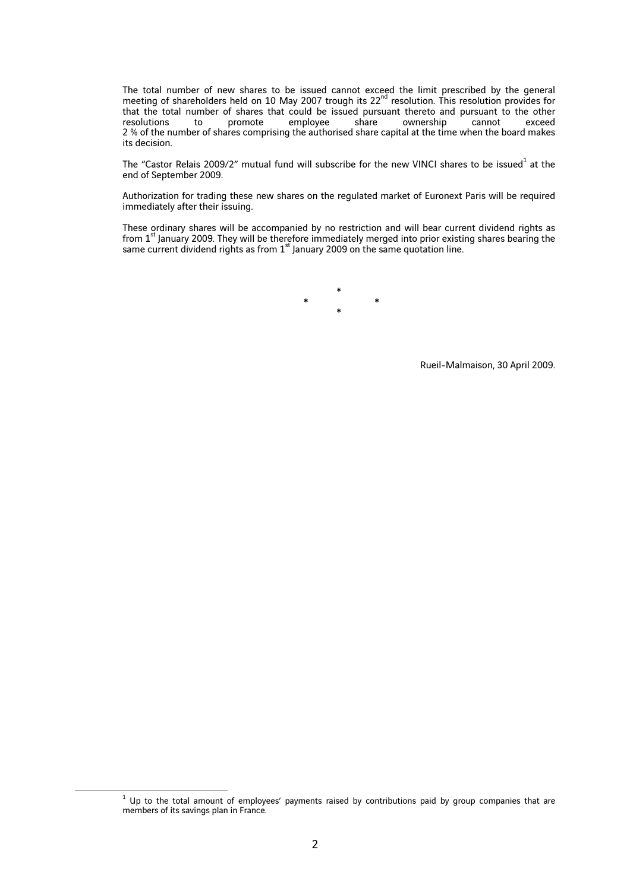The total number of new shares to be issued cannot exceed the limit prescribed by the general meeting of shareholders held on 10 May 2007 trough its 22nd resolution. This resolution provides for that the total number of shares that could be issued pursuant thereto and pursuant to the other resolutions to promote employee share ownership cannot exceed 2 % of the number of shares comprising the authorised share capital at the time when the board makes its decision.

The "Castor Relais 2009/2" mutual fund will subscribe for the new VINCI shares to be issued[1] at the end of September 2009.

Authorization for trading these new shares on the regulated market of Euronext Paris will be required immediately after their issuing.

These ordinary shares will be accompanied by no restriction and will bear current dividend rights as from 1st January 2009. They will be therefore immediately merged into prior existing shares bearing the same current dividend rights as from 1st January 2009 on the same quotation line.

\*

\* \*

\*

Rueil-Malmaison, 30 April 2009.

[1] Up to the total amount of employees' payments raised by contributions paid by group companies that are members of its savings plan in France.